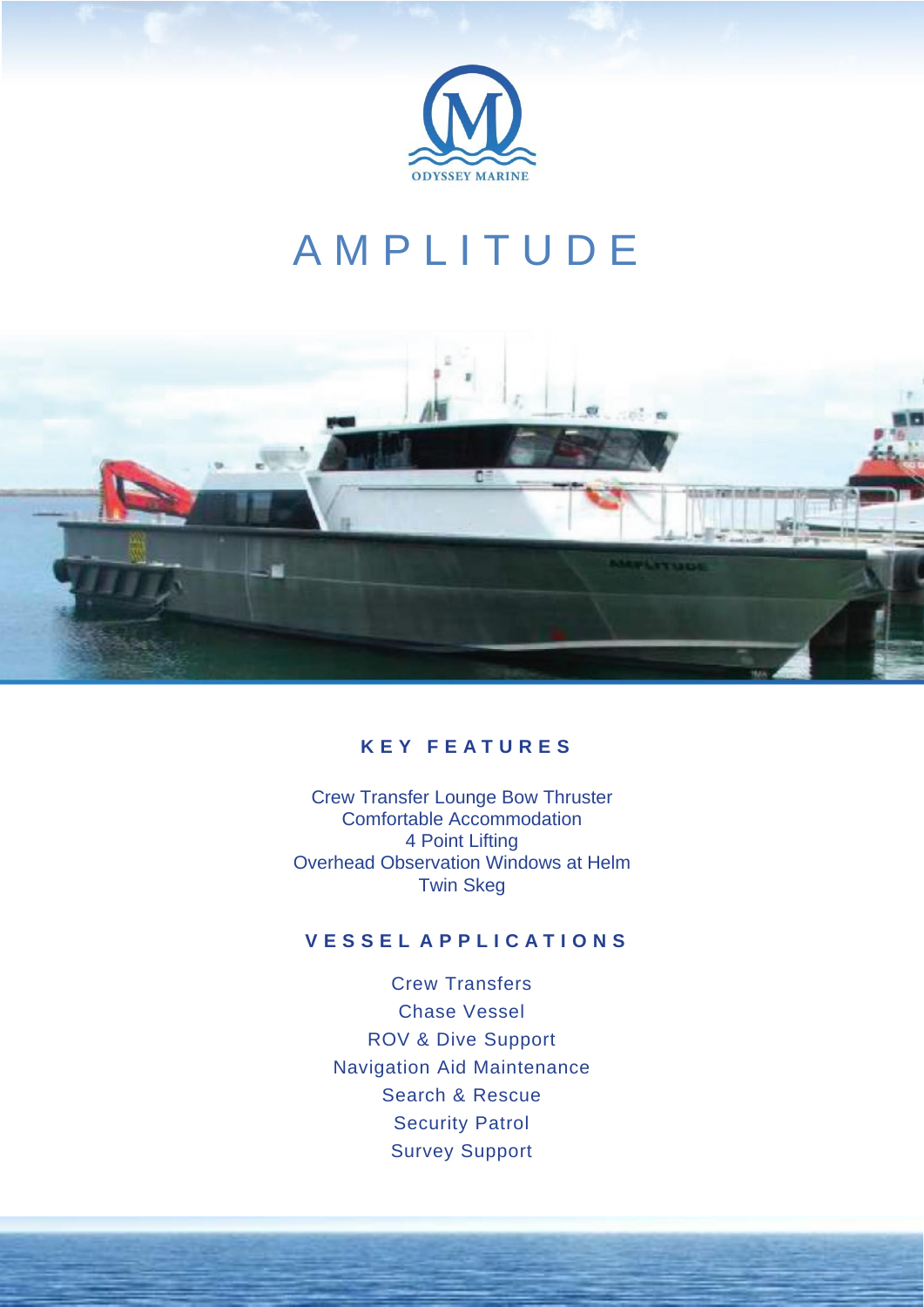ODYSSEY MARINE

# AMPLITUDE

## KEY FEATURES

Crew Transfer Lounge Bow Thruster
Comfortable Accommodation
4 Point Lifting
Overhead Observation Windows at Helm
Twin Skeg

## VESSEL APPLICATIONS

Crew Transfers
Chase Vessel
ROV & Dive Support
Navigation Aid Maintenance
Search & Rescue
Security Patrol
Survey Support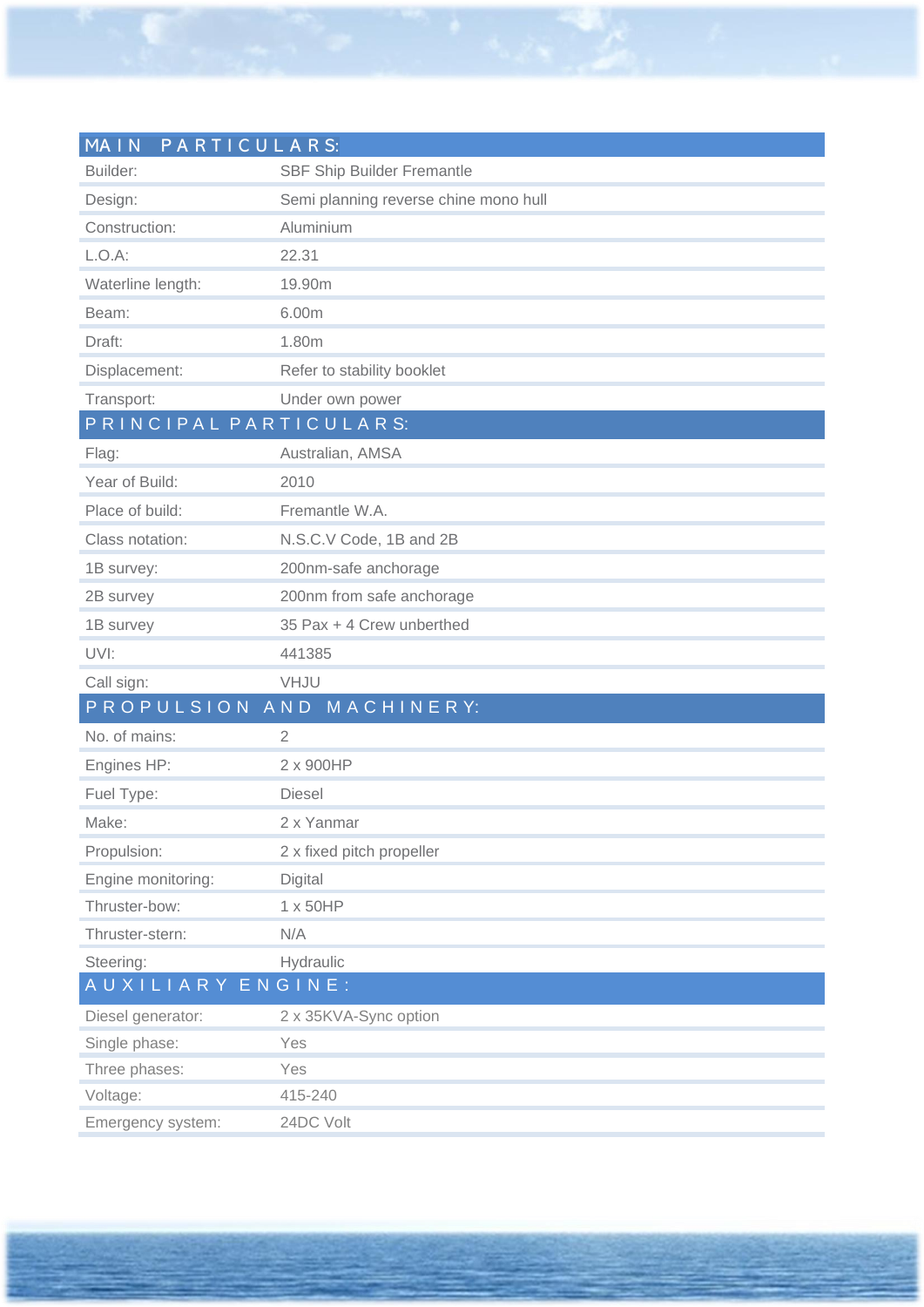## MAIN PARTICULARS:

| | |
|---|---|
| Builder: | SBF Ship Builder Fremantle |
| Design: | Semi planning reverse chine mono hull |
| Construction: | Aluminium |
| L.O.A: | 22.31 |
| Waterline length: | 19.90m |
| Beam: | 6.00m |
| Draft: | 1.80m |
| Displacement: | Refer to stability booklet |
| Transport: | Under own power |

## PRINCIPAL PARTICULARS:

| | |
|---|---|
| Flag: | Australian, AMSA |
| Year of Build: | 2010 |
| Place of build: | Fremantle W.A. |
| Class notation: | N.S.C.V Code, 1B and 2B |
| 1B survey: | 200nm-safe anchorage |
| 2B survey | 200nm from safe anchorage |
| 1B survey | 35 Pax + 4 Crew unberthed |
| UVI: | 441385 |
| Call sign: | VHJU |

## PROPULSION AND MACHINERY:

| | |
|---|---|
| No. of mains: | 2 |
| Engines HP: | 2 x 900HP |
| Fuel Type: | Diesel |
| Make: | 2 x Yanmar |
| Propulsion: | 2 x fixed pitch propeller |
| Engine monitoring: | Digital |
| Thruster-bow: | 1 x 50HP |
| Thruster-stern: | N/A |
| Steering: | Hydraulic |

## AUXILIARY ENGINE:

| | |
|---|---|
| Diesel generator: | 2 x 35KVA-Sync option |
| Single phase: | Yes |
| Three phases: | Yes |
| Voltage: | 415-240 |
| Emergency system: | 24DC Volt |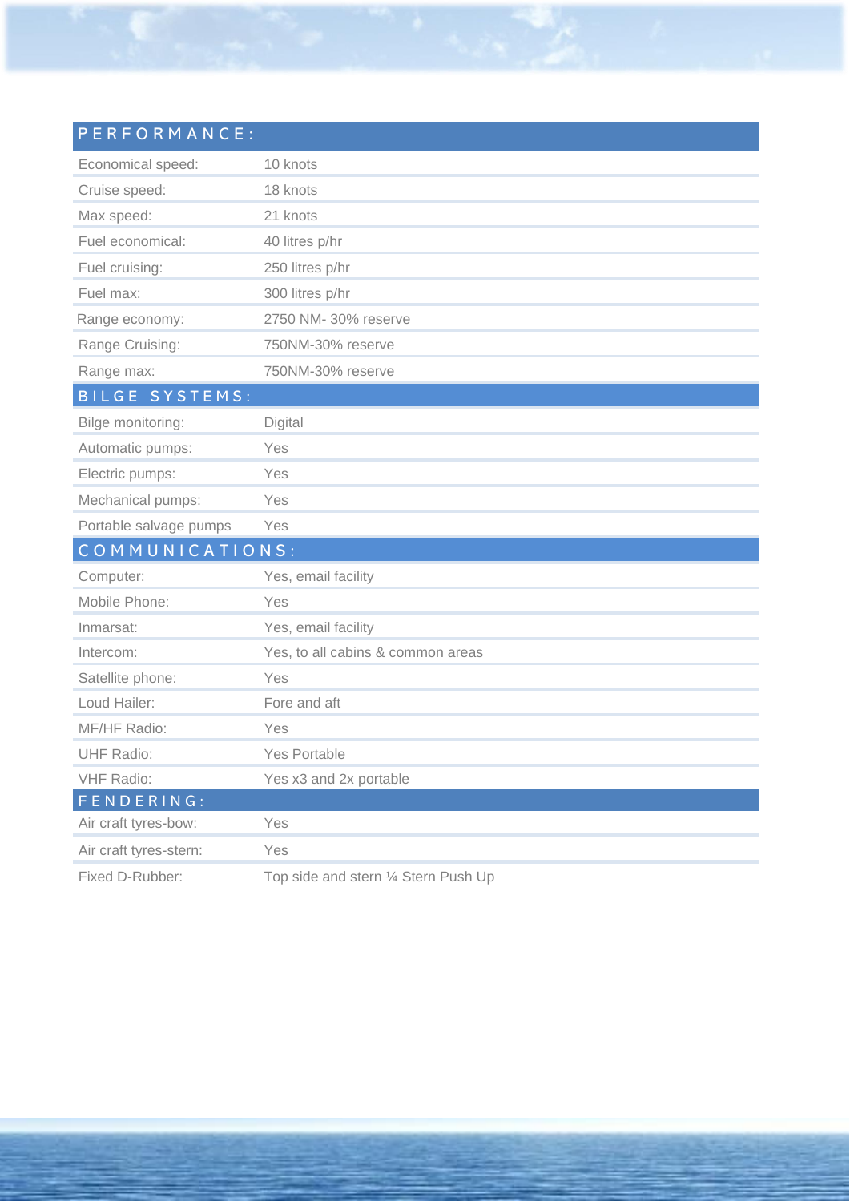## PERFORMANCE:

| | |
|---|---|
| Economical speed: | 10 knots |
| Cruise speed: | 18 knots |
| Max speed: | 21 knots |
| Fuel economical: | 40 litres p/hr |
| Fuel cruising: | 250 litres p/hr |
| Fuel max: | 300 litres p/hr |
| Range economy: | 2750 NM- 30% reserve |
| Range Cruising: | 750NM-30% reserve |
| Range max: | 750NM-30% reserve |

## BILGE SYSTEMS:

| | |
|---|---|
| Bilge monitoring: | Digital |
| Automatic pumps: | Yes |
| Electric pumps: | Yes |
| Mechanical pumps: | Yes |
| Portable salvage pumps | Yes |

## COMMUNICATIONS:

| | |
|---|---|
| Computer: | Yes, email facility |
| Mobile Phone: | Yes |
| Inmarsat: | Yes, email facility |
| Intercom: | Yes, to all cabins & common areas |
| Satellite phone: | Yes |
| Loud Hailer: | Fore and aft |
| MF/HF Radio: | Yes |
| UHF Radio: | Yes Portable |
| VHF Radio: | Yes x3 and 2x portable |

## FENDERING:

| | |
|---|---|
| Air craft tyres-bow: | Yes |
| Air craft tyres-stern: | Yes |
| Fixed D-Rubber: | Top side and stern ¼ Stern Push Up |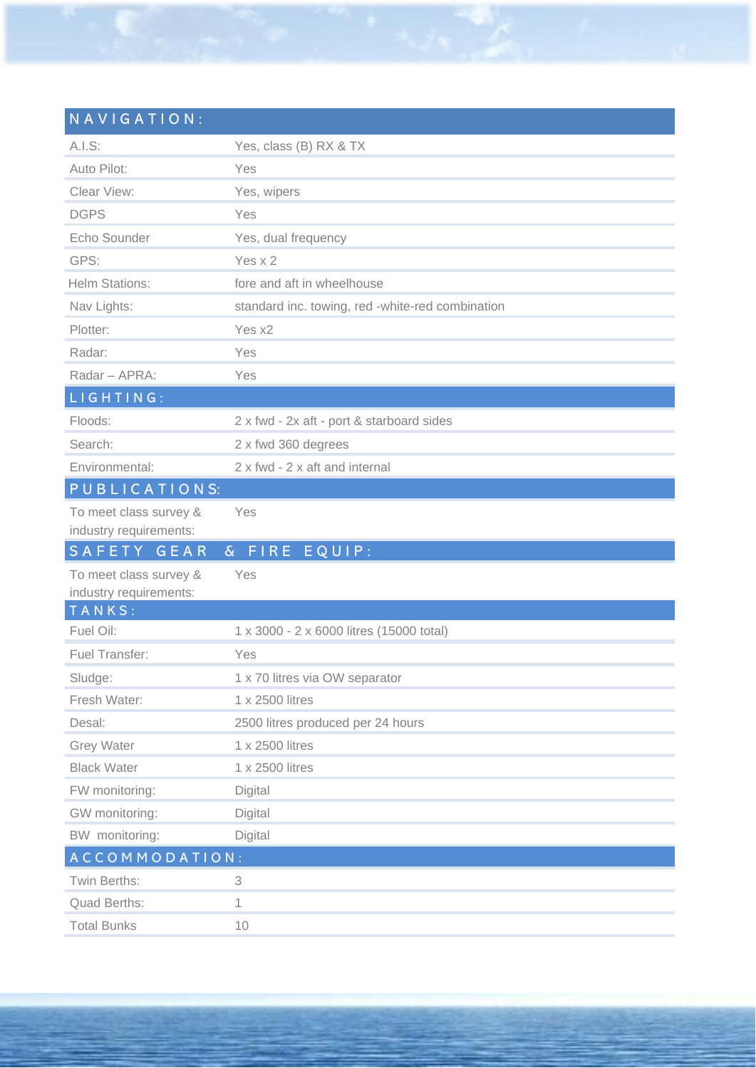## NAVIGATION:

| | |
|---|---|
| A.I.S: | Yes, class (B) RX & TX |
| Auto Pilot: | Yes |
| Clear View: | Yes, wipers |
| DGPS | Yes |
| Echo Sounder | Yes, dual frequency |
| GPS: | Yes x 2 |
| Helm Stations: | fore and aft in wheelhouse |
| Nav Lights: | standard inc. towing, red -white-red combination |
| Plotter: | Yes x2 |
| Radar: | Yes |
| Radar – APRA: | Yes |

## LIGHTING:

| | |
|---|---|
| Floods: | 2 x fwd - 2x aft - port & starboard sides |
| Search: | 2 x fwd 360 degrees |
| Environmental: | 2 x fwd - 2 x aft and internal |

## PUBLICATIONS:

| | |
|---|---|
| To meet class survey & industry requirements: | Yes |

## SAFETY GEAR & FIRE EQUIP:

| | |
|---|---|
| To meet class survey & industry requirements: | Yes |

## TANKS:

| | |
|---|---|
| Fuel Oil: | 1 x 3000 - 2 x 6000 litres (15000 total) |
| Fuel Transfer: | Yes |
| Sludge: | 1 x 70 litres via OW separator |
| Fresh Water: | 1 x 2500 litres |
| Desal: | 2500 litres produced per 24 hours |
| Grey Water | 1 x 2500 litres |
| Black Water | 1 x 2500 litres |
| FW monitoring: | Digital |
| GW monitoring: | Digital |
| BW monitoring: | Digital |

## ACCOMMODATION:

| | |
|---|---|
| Twin Berths: | 3 |
| Quad Berths: | 1 |
| Total Bunks | 10 |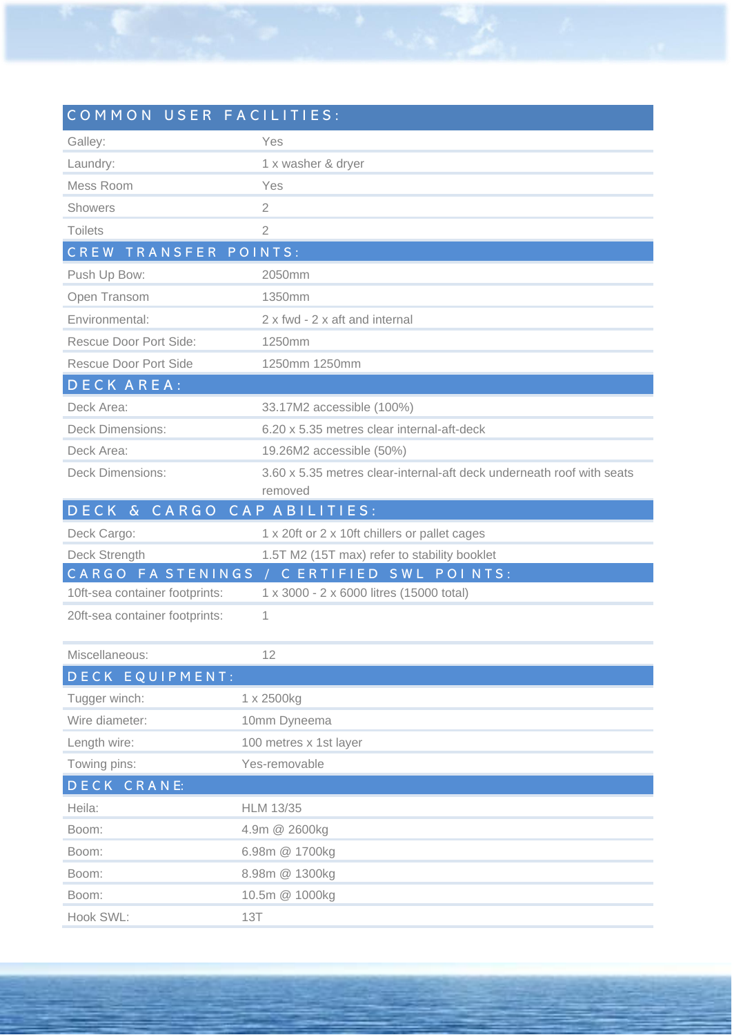## COMMON USER FACILITIES:

| | |
|---|---|
| Galley: | Yes |
| Laundry: | 1 x washer & dryer |
| Mess Room | Yes |
| Showers | 2 |
| Toilets | 2 |

## CREW TRANSFER POINTS:

| | |
|---|---|
| Push Up Bow: | 2050mm |
| Open Transom | 1350mm |
| Environmental: | 2 x fwd - 2 x aft and internal |
| Rescue Door Port Side: | 1250mm |
| Rescue Door Port Side | 1250mm 1250mm |

## DECK AREA:

| | |
|---|---|
| Deck Area: | 33.17M2 accessible (100%) |
| Deck Dimensions: | 6.20 x 5.35 metres clear internal-aft-deck |
| Deck Area: | 19.26M2 accessible (50%) |
| Deck Dimensions: | 3.60 x 5.35 metres clear-internal-aft deck underneath roof with seats removed |

## DECK & CARGO CAPABILITIES:

| | |
|---|---|
| Deck Cargo: | 1 x 20ft or 2 x 10ft chillers or pallet cages |
| Deck Strength | 1.5T M2 (15T max) refer to stability booklet |

## CARGO FASTENINGS / CERTIFIED SWL POINTS:

| | |
|---|---|
| 10ft-sea container footprints: | 1 x 3000 - 2 x 6000 litres (15000 total) |
| 20ft-sea container footprints: | 1 |
| Miscellaneous: | 12 |

## DECK EQUIPMENT:

| | |
|---|---|
| Tugger winch: | 1 x 2500kg |
| Wire diameter: | 10mm Dyneema |
| Length wire: | 100 metres x 1st layer |
| Towing pins: | Yes-removable |

## DECK CRANE:

| | |
|---|---|
| Heila: | HLM 13/35 |
| Boom: | 4.9m @ 2600kg |
| Boom: | 6.98m @ 1700kg |
| Boom: | 8.98m @ 1300kg |
| Boom: | 10.5m @ 1000kg |
| Hook SWL: | 13T |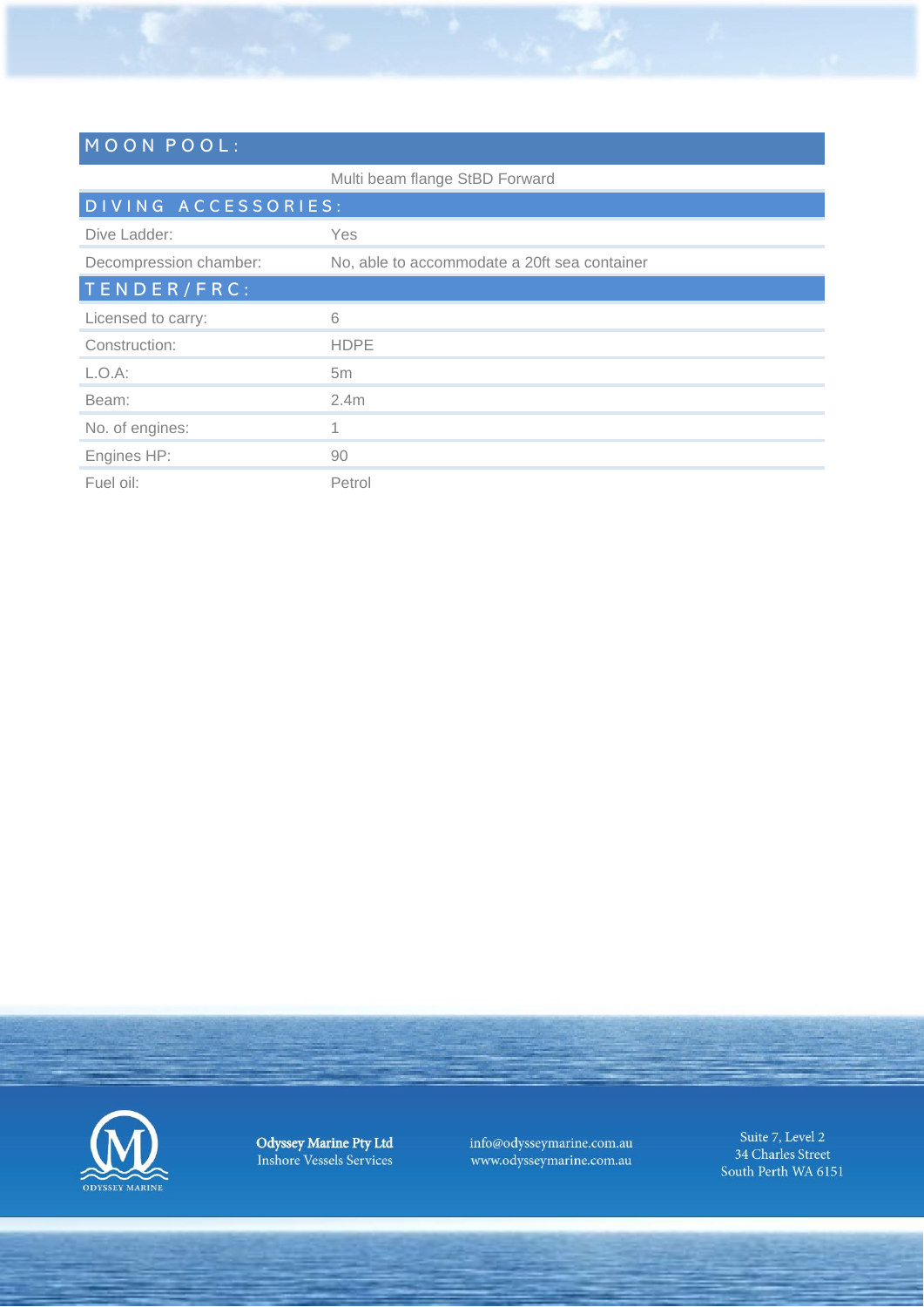## MOON POOL:

| | |
|---|---|
| | Multi beam flange StBD Forward |

## DIVING ACCESSORIES:

| | |
|---|---|
| Dive Ladder: | Yes |
| Decompression chamber: | No, able to accommodate a 20ft sea container |

## TENDER/FRC:

| | |
|---|---|
| Licensed to carry: | 6 |
| Construction: | HDPE |
| L.O.A: | 5m |
| Beam: | 2.4m |
| No. of engines: | 1 |
| Engines HP: | 90 |
| Fuel oil: | Petrol |

**Odyssey Marine Pty Ltd**
Inshore Vessels Services

info@odysseymarine.com.au
www.odysseymarine.com.au

Suite 7, Level 2
34 Charles Street
South Perth WA 6151